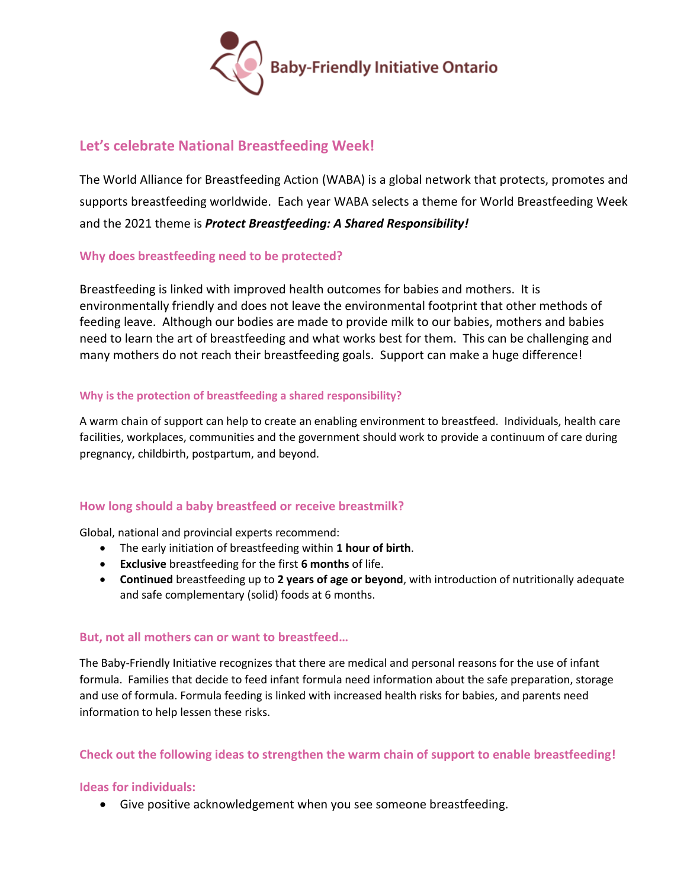Baby-Friendly Initiative Ontario

## Let's celebrate National Breastfeeding Week!

The World Alliance for Breastfeeding Action (WABA) is a global network that protects, promotes and supports breastfeeding worldwide. Each year WABA selects a theme for World Breastfeeding Week and the 2021 theme is ***Protect Breastfeeding: A Shared Responsibility!***

### Why does breastfeeding need to be protected?

Breastfeeding is linked with improved health outcomes for babies and mothers. It is environmentally friendly and does not leave the environmental footprint that other methods of feeding leave. Although our bodies are made to provide milk to our babies, mothers and babies need to learn the art of breastfeeding and what works best for them. This can be challenging and many mothers do not reach their breastfeeding goals. Support can make a huge difference!

### Why is the protection of breastfeeding a shared responsibility?

A warm chain of support can help to create an enabling environment to breastfeed. Individuals, health care facilities, workplaces, communities and the government should work to provide a continuum of care during pregnancy, childbirth, postpartum, and beyond.

### How long should a baby breastfeed or receive breastmilk?

Global, national and provincial experts recommend:

- The early initiation of breastfeeding within **1 hour of birth**.
- **Exclusive** breastfeeding for the first **6 months** of life.
- **Continued** breastfeeding up to **2 years of age or beyond**, with introduction of nutritionally adequate and safe complementary (solid) foods at 6 months.

### But, not all mothers can or want to breastfeed…

The Baby-Friendly Initiative recognizes that there are medical and personal reasons for the use of infant formula. Families that decide to feed infant formula need information about the safe preparation, storage and use of formula. Formula feeding is linked with increased health risks for babies, and parents need information to help lessen these risks.

### Check out the following ideas to strengthen the warm chain of support to enable breastfeeding!

### Ideas for individuals:

- Give positive acknowledgement when you see someone breastfeeding.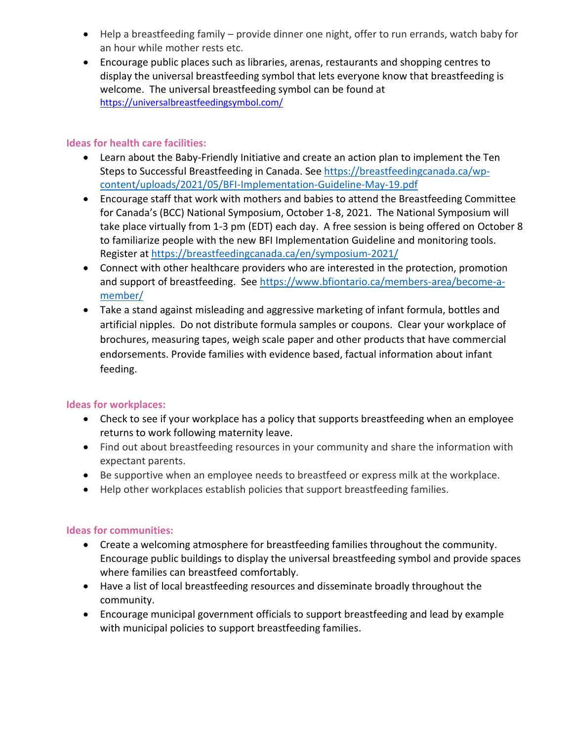- Help a breastfeeding family – provide dinner one night, offer to run errands, watch baby for an hour while mother rests etc.
- Encourage public places such as libraries, arenas, restaurants and shopping centres to display the universal breastfeeding symbol that lets everyone know that breastfeeding is welcome. The universal breastfeeding symbol can be found at https://universalbreastfeedingsymbol.com/

### Ideas for health care facilities:

- Learn about the Baby-Friendly Initiative and create an action plan to implement the Ten Steps to Successful Breastfeeding in Canada. See https://breastfeedingcanada.ca/wp-content/uploads/2021/05/BFI-Implementation-Guideline-May-19.pdf
- Encourage staff that work with mothers and babies to attend the Breastfeeding Committee for Canada's (BCC) National Symposium, October 1-8, 2021. The National Symposium will take place virtually from 1-3 pm (EDT) each day. A free session is being offered on October 8 to familiarize people with the new BFI Implementation Guideline and monitoring tools. Register at https://breastfeedingcanada.ca/en/symposium-2021/
- Connect with other healthcare providers who are interested in the protection, promotion and support of breastfeeding. See https://www.bfiontario.ca/members-area/become-a-member/
- Take a stand against misleading and aggressive marketing of infant formula, bottles and artificial nipples. Do not distribute formula samples or coupons. Clear your workplace of brochures, measuring tapes, weigh scale paper and other products that have commercial endorsements. Provide families with evidence based, factual information about infant feeding.

### Ideas for workplaces:

- Check to see if your workplace has a policy that supports breastfeeding when an employee returns to work following maternity leave.
- Find out about breastfeeding resources in your community and share the information with expectant parents.
- Be supportive when an employee needs to breastfeed or express milk at the workplace.
- Help other workplaces establish policies that support breastfeeding families.

### Ideas for communities:

- Create a welcoming atmosphere for breastfeeding families throughout the community. Encourage public buildings to display the universal breastfeeding symbol and provide spaces where families can breastfeed comfortably.
- Have a list of local breastfeeding resources and disseminate broadly throughout the community.
- Encourage municipal government officials to support breastfeeding and lead by example with municipal policies to support breastfeeding families.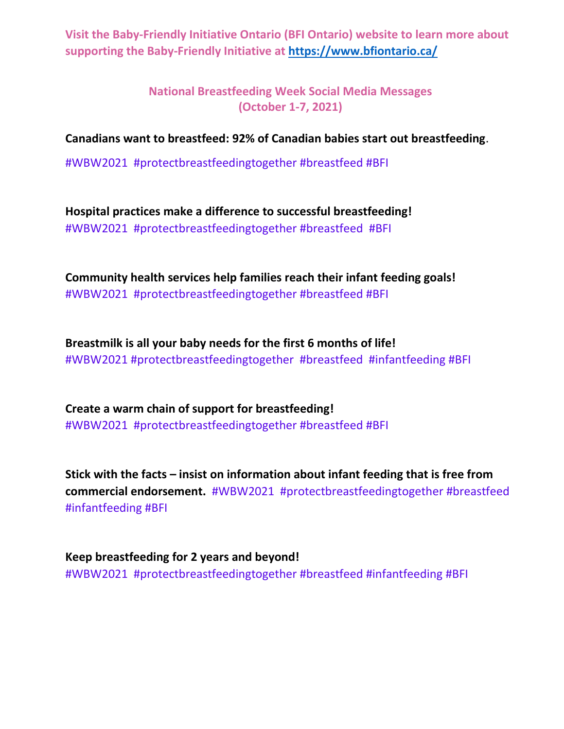**Visit the Baby-Friendly Initiative Ontario (BFI Ontario) website to learn more about supporting the Baby-Friendly Initiative at [https://www.bfiontario.ca/](https://www.bfiontario.ca/)**

## National Breastfeeding Week Social Media Messages (October 1-7, 2021)

**Canadians want to breastfeed: 92% of Canadian babies start out breastfeeding**.

#WBW2021 #protectbreastfeedingtogether #breastfeed #BFI

**Hospital practices make a difference to successful breastfeeding!**
#WBW2021 #protectbreastfeedingtogether #breastfeed #BFI

**Community health services help families reach their infant feeding goals!**
#WBW2021 #protectbreastfeedingtogether #breastfeed #BFI

**Breastmilk is all your baby needs for the first 6 months of life!**
#WBW2021 #protectbreastfeedingtogether #breastfeed #infantfeeding #BFI

**Create a warm chain of support for breastfeeding!**
#WBW2021 #protectbreastfeedingtogether #breastfeed #BFI

**Stick with the facts – insist on information about infant feeding that is free from commercial endorsement.** #WBW2021 #protectbreastfeedingtogether #breastfeed #infantfeeding #BFI

**Keep breastfeeding for 2 years and beyond!**
#WBW2021 #protectbreastfeedingtogether #breastfeed #infantfeeding #BFI